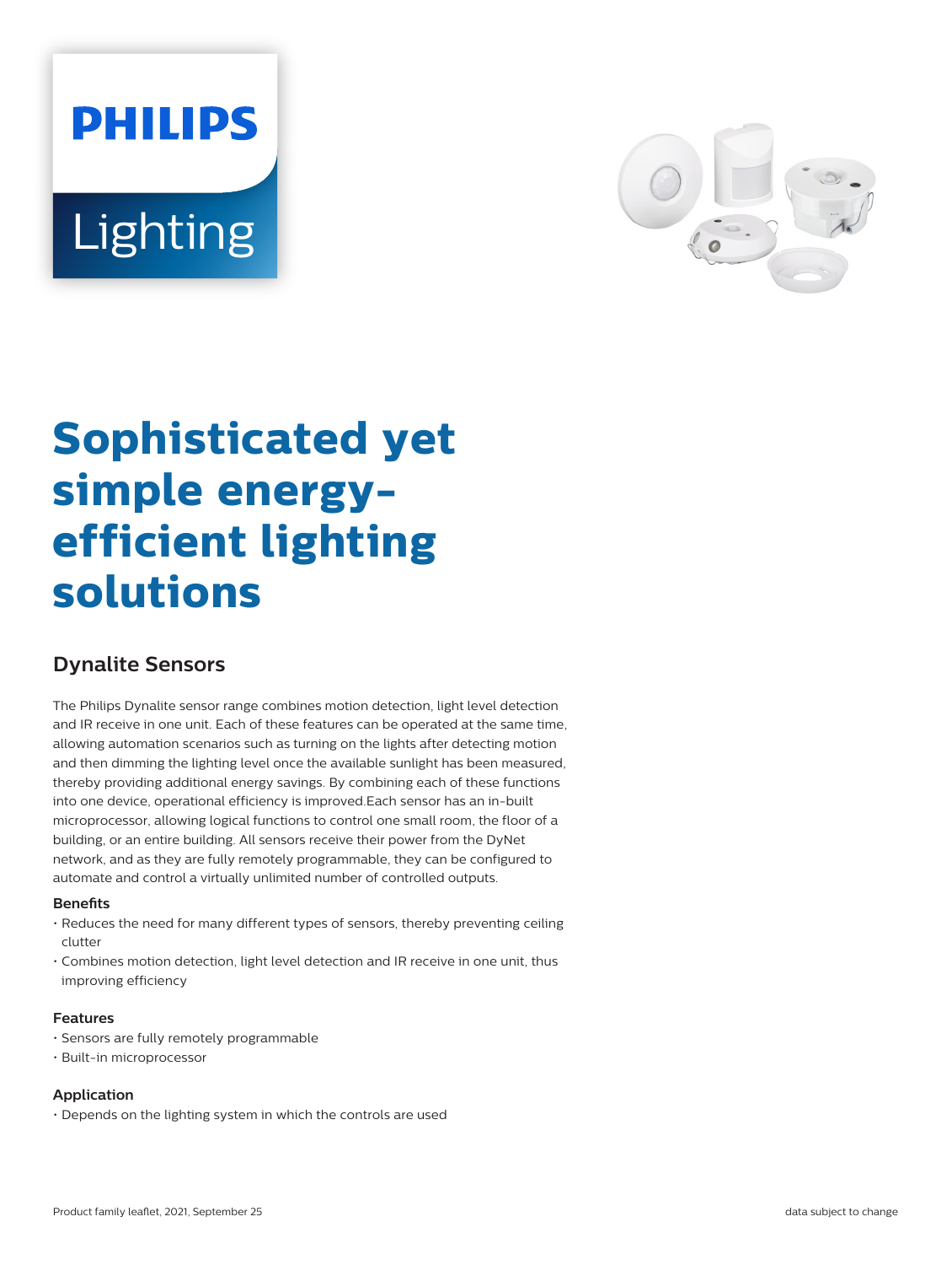# Sophisticated yet simple energy-efficient lighting solutions

## Dynalite Sensors

The Philips Dynalite sensor range combines motion detection, light level detection and IR receive in one unit. Each of these features can be operated at the same time, allowing automation scenarios such as turning on the lights after detecting motion and then dimming the lighting level once the available sunlight has been measured, thereby providing additional energy savings. By combining each of these functions into one device, operational efficiency is improved.Each sensor has an in-built microprocessor, allowing logical functions to control one small room, the floor of a building, or an entire building. All sensors receive their power from the DyNet network, and as they are fully remotely programmable, they can be configured to automate and control a virtually unlimited number of controlled outputs.

### Benefits

- Reduces the need for many different types of sensors, thereby preventing ceiling clutter
- Combines motion detection, light level detection and IR receive in one unit, thus improving efficiency

### Features

- Sensors are fully remotely programmable
- Built-in microprocessor

### Application

- Depends on the lighting system in which the controls are used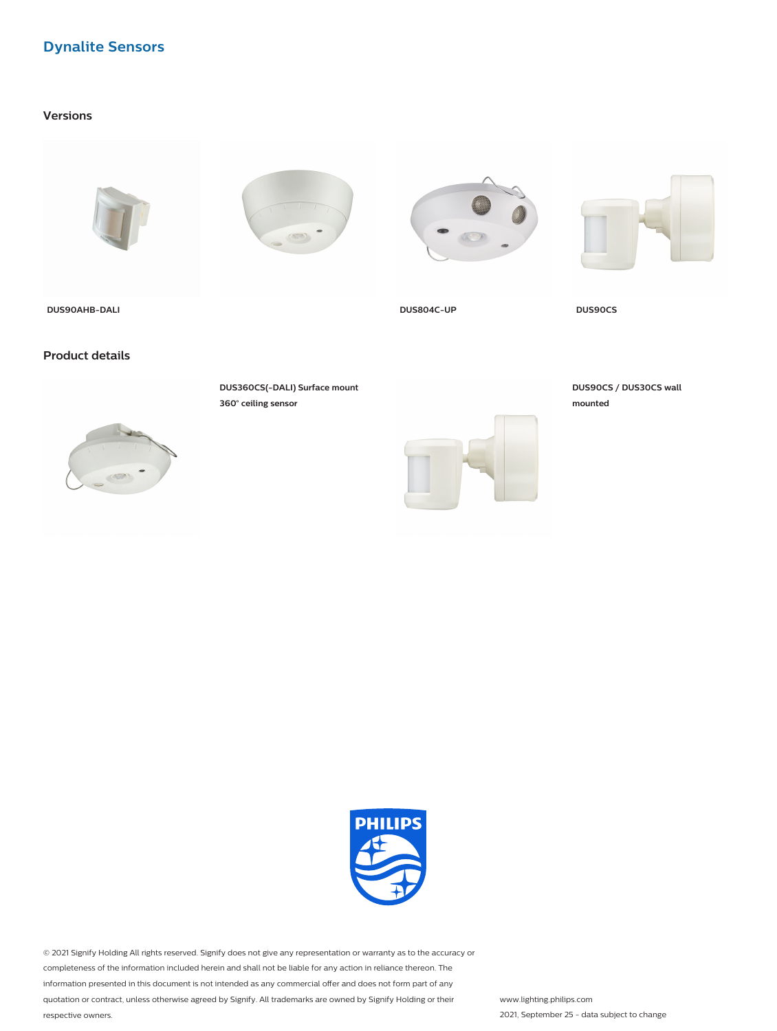## Dynalite Sensors

### Versions

DUS90AHB-DALI

DUS804C-UP

DUS90CS

### Product details

DUS360CS(-DALI) Surface mount 360° ceiling sensor

DUS90CS / DUS30CS wall mounted

© 2021 Signify Holding All rights reserved. Signify does not give any representation or warranty as to the accuracy or completeness of the information included herein and shall not be liable for any action in reliance thereon. The information presented in this document is not intended as any commercial offer and does not form part of any quotation or contract, unless otherwise agreed by Signify. All trademarks are owned by Signify Holding or their respective owners.

www.lighting.philips.com

2021, September 25 - data subject to change